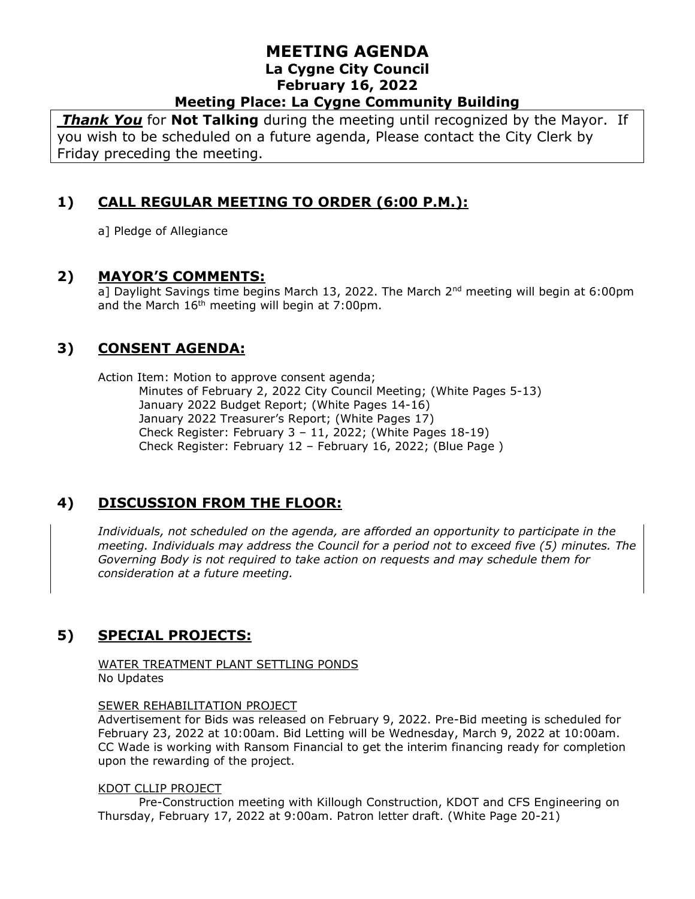# MEETING AGENDA

## La Cygne City Council

## February 16, 2022

## Meeting Place: La Cygne Community Building

***Thank You*** for **Not Talking** during the meeting until recognized by the Mayor. If you wish to be scheduled on a future agenda, Please contact the City Clerk by Friday preceding the meeting.

## 1) CALL REGULAR MEETING TO ORDER (6:00 P.M.):

a] Pledge of Allegiance

## 2) MAYOR'S COMMENTS:

a] Daylight Savings time begins March 13, 2022. The March 2nd meeting will begin at 6:00pm and the March 16th meeting will begin at 7:00pm.

## 3) CONSENT AGENDA:

Action Item: Motion to approve consent agenda;

- Minutes of February 2, 2022 City Council Meeting; (White Pages 5-13)
- January 2022 Budget Report; (White Pages 14-16)
- January 2022 Treasurer's Report; (White Pages 17)
- Check Register: February 3 – 11, 2022; (White Pages 18-19)
- Check Register: February 12 – February 16, 2022; (Blue Page )

## 4) DISCUSSION FROM THE FLOOR:

*Individuals, not scheduled on the agenda, are afforded an opportunity to participate in the meeting. Individuals may address the Council for a period not to exceed five (5) minutes. The Governing Body is not required to take action on requests and may schedule them for consideration at a future meeting.*

## 5) SPECIAL PROJECTS:

WATER TREATMENT PLANT SETTLING PONDS

No Updates

SEWER REHABILITATION PROJECT

Advertisement for Bids was released on February 9, 2022. Pre-Bid meeting is scheduled for February 23, 2022 at 10:00am. Bid Letting will be Wednesday, March 9, 2022 at 10:00am. CC Wade is working with Ransom Financial to get the interim financing ready for completion upon the rewarding of the project.

KDOT CLLIP PROJECT

Pre-Construction meeting with Killough Construction, KDOT and CFS Engineering on Thursday, February 17, 2022 at 9:00am. Patron letter draft. (White Page 20-21)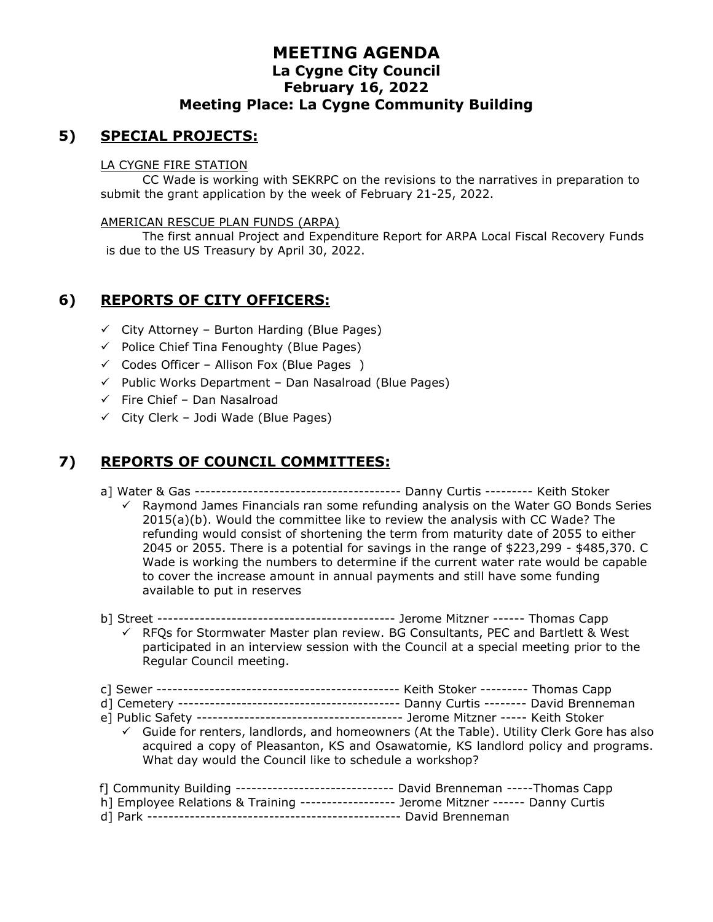# MEETING AGENDA
## La Cygne City Council
## February 16, 2022
## Meeting Place: La Cygne Community Building

## 5) SPECIAL PROJECTS:

LA CYGNE FIRE STATION

CC Wade is working with SEKRPC on the revisions to the narratives in preparation to submit the grant application by the week of February 21-25, 2022.

AMERICAN RESCUE PLAN FUNDS (ARPA)

The first annual Project and Expenditure Report for ARPA Local Fiscal Recovery Funds is due to the US Treasury by April 30, 2022.

## 6) REPORTS OF CITY OFFICERS:

- ✓ City Attorney – Burton Harding (Blue Pages)
- ✓ Police Chief Tina Fenoughty (Blue Pages)
- ✓ Codes Officer – Allison Fox (Blue Pages )
- ✓ Public Works Department – Dan Nasalroad (Blue Pages)
- ✓ Fire Chief – Dan Nasalroad
- ✓ City Clerk – Jodi Wade (Blue Pages)

## 7) REPORTS OF COUNCIL COMMITTEES:

a] Water & Gas --------------------------------------- Danny Curtis --------- Keith Stoker

- ✓ Raymond James Financials ran some refunding analysis on the Water GO Bonds Series 2015(a)(b). Would the committee like to review the analysis with CC Wade? The refunding would consist of shortening the term from maturity date of 2055 to either 2045 or 2055. There is a potential for savings in the range of $223,299 - $485,370. C Wade is working the numbers to determine if the current water rate would be capable to cover the increase amount in annual payments and still have some funding available to put in reserves

b] Street -------------------------------------------- Jerome Mitzner ------ Thomas Capp

- ✓ RFQs for Stormwater Master plan review. BG Consultants, PEC and Bartlett & West participated in an interview session with the Council at a special meeting prior to the Regular Council meeting.

c] Sewer --------------------------------------------- Keith Stoker --------- Thomas Capp

d] Cemetery ------------------------------------------ Danny Curtis -------- David Brenneman

e] Public Safety -------------------------------------- Jerome Mitzner ----- Keith Stoker

- ✓ Guide for renters, landlords, and homeowners (At the Table). Utility Clerk Gore has also acquired a copy of Pleasanton, KS and Osawatomie, KS landlord policy and programs. What day would the Council like to schedule a workshop?

f] Community Building ------------------------------ David Brenneman -----Thomas Capp

h] Employee Relations & Training ------------------ Jerome Mitzner ------ Danny Curtis

d] Park ----------------------------------------------- David Brenneman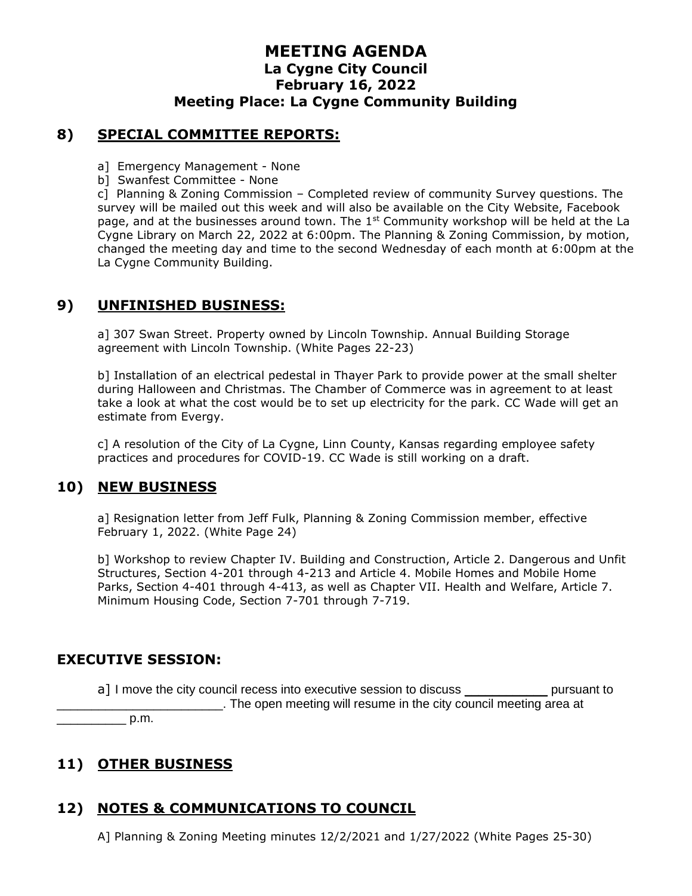# MEETING AGENDA
## La Cygne City Council
## February 16, 2022
## Meeting Place: La Cygne Community Building

## 8) SPECIAL COMMITTEE REPORTS:

a] Emergency Management - None

b] Swanfest Committee - None

c] Planning & Zoning Commission – Completed review of community Survey questions. The survey will be mailed out this week and will also be available on the City Website, Facebook page, and at the businesses around town. The 1st Community workshop will be held at the La Cygne Library on March 22, 2022 at 6:00pm. The Planning & Zoning Commission, by motion, changed the meeting day and time to the second Wednesday of each month at 6:00pm at the La Cygne Community Building.

## 9) UNFINISHED BUSINESS:

a] 307 Swan Street. Property owned by Lincoln Township. Annual Building Storage agreement with Lincoln Township. (White Pages 22-23)

b] Installation of an electrical pedestal in Thayer Park to provide power at the small shelter during Halloween and Christmas. The Chamber of Commerce was in agreement to at least take a look at what the cost would be to set up electricity for the park. CC Wade will get an estimate from Evergy.

c] A resolution of the City of La Cygne, Linn County, Kansas regarding employee safety practices and procedures for COVID-19. CC Wade is still working on a draft.

## 10) NEW BUSINESS

a] Resignation letter from Jeff Fulk, Planning & Zoning Commission member, effective February 1, 2022. (White Page 24)

b] Workshop to review Chapter IV. Building and Construction, Article 2. Dangerous and Unfit Structures, Section 4-201 through 4-213 and Article 4. Mobile Homes and Mobile Home Parks, Section 4-401 through 4-413, as well as Chapter VII. Health and Welfare, Article 7. Minimum Housing Code, Section 7-701 through 7-719.

## EXECUTIVE SESSION:

a] I move the city council recess into executive session to discuss __________ pursuant to ______________________. The open meeting will resume in the city council meeting area at _________ p.m.

## 11) OTHER BUSINESS

## 12) NOTES & COMMUNICATIONS TO COUNCIL

A] Planning & Zoning Meeting minutes 12/2/2021 and 1/27/2022 (White Pages 25-30)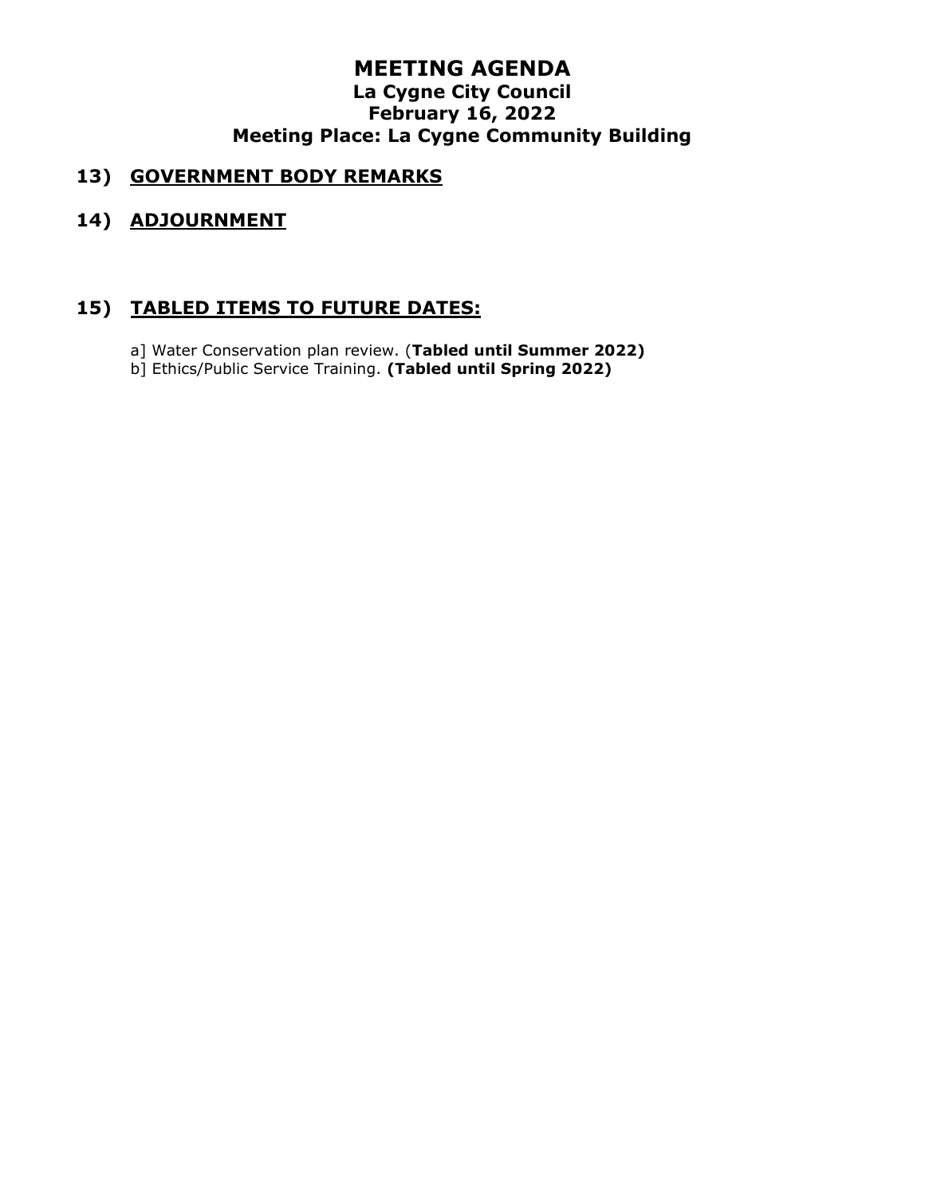# MEETING AGENDA

## La Cygne City Council
## February 16, 2022
## Meeting Place: La Cygne Community Building

## 13) GOVERNMENT BODY REMARKS

## 14) ADJOURNMENT

## 15) TABLED ITEMS TO FUTURE DATES:

a] Water Conservation plan review. (**Tabled until Summer 2022)**
b] Ethics/Public Service Training. **(Tabled until Spring 2022)**